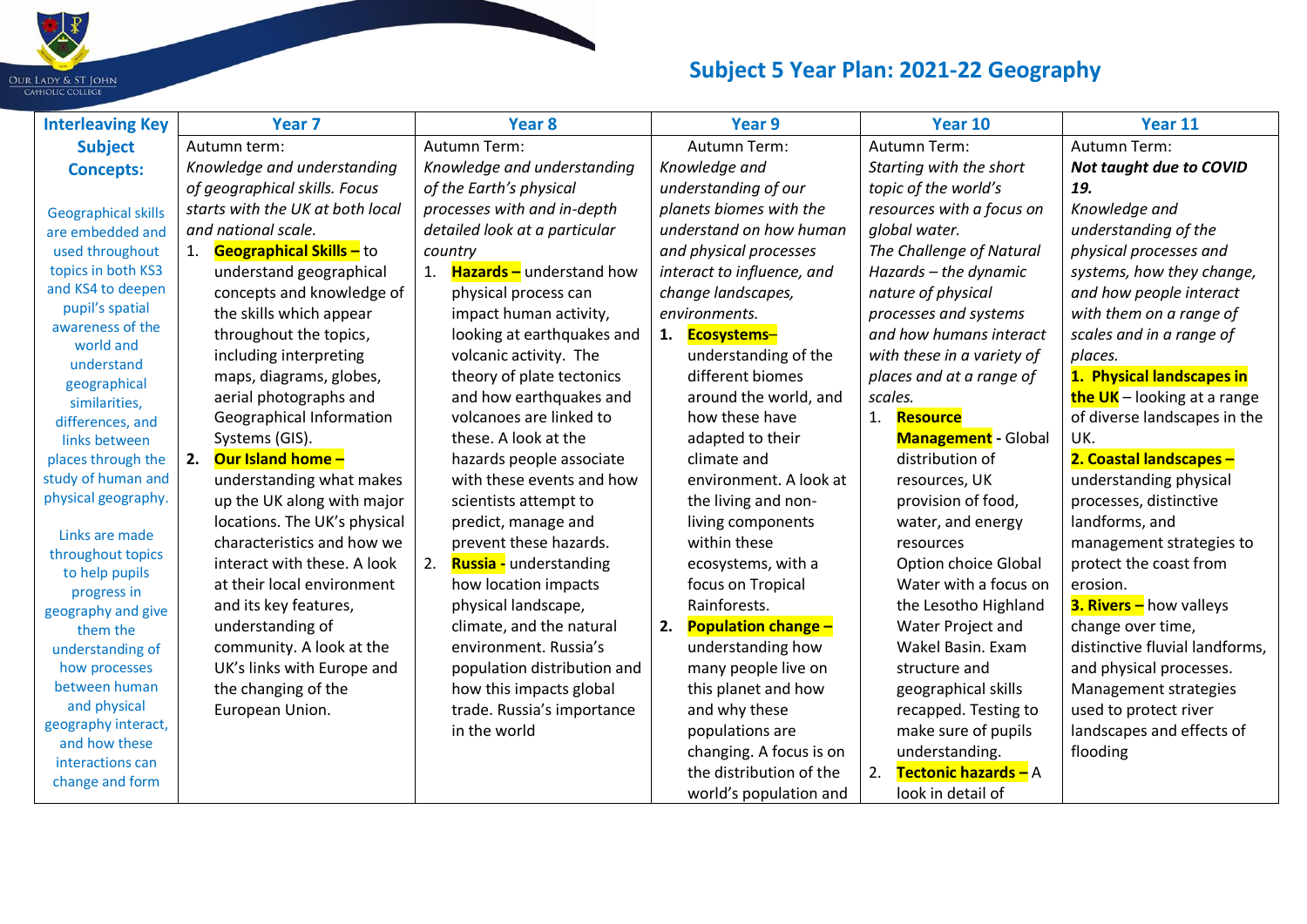Our Lady & St John Catholic College

# Subject 5 Year Plan: 2021-22 Geography

| Interleaving Key Subject Concepts: | Year 7 | Year 8 | Year 9 | Year 10 | Year 11 |
|---|---|---|---|---|---|
| Geographical skills are embedded and used throughout topics in both KS3 and KS4 to deepen pupil's spatial awareness of the world and understand geographical similarities, differences, and links between places through the study of human and physical geography. <br><br> Links are made throughout topics to help pupils progress in geography and give them the understanding of how processes between human and physical geography interact, and how these interactions can change and form | Autumn term: <br> *Knowledge and understanding of geographical skills. Focus starts with the UK at both local and national scale.* <br> 1. **Geographical Skills –** to understand geographical concepts and knowledge of the skills which appear throughout the topics, including interpreting maps, diagrams, globes, aerial photographs and Geographical Information Systems (GIS). <br> 2. **Our Island home –** understanding what makes up the UK along with major locations. The UK's physical characteristics and how we interact with these. A look at their local environment and its key features, understanding of community. A look at the UK's links with Europe and the changing of the European Union. | Autumn Term: <br> *Knowledge and understanding of the Earth's physical processes with and in-depth detailed look at a particular country* <br> 1. **Hazards –** understand how physical process can impact human activity, looking at earthquakes and volcanic activity. The theory of plate tectonics and how earthquakes and volcanoes are linked to these. A look at the hazards people associate with these events and how scientists attempt to predict, manage and prevent these hazards. <br> 2. **Russia -** understanding how location impacts physical landscape, climate, and the natural environment. Russia's population distribution and how this impacts global trade. Russia's importance in the world | Autumn Term: <br> *Knowledge and understanding of our planets biomes with the understand on how human and physical processes interact to influence, and change landscapes, environments.* <br> 1. **Ecosystems**– understanding of the different biomes around the world, and how these have adapted to their climate and environment. A look at the living and non-living components within these ecosystems, with a focus on Tropical Rainforests. <br> 2. **Population change –** understanding how many people live on this planet and how and why these populations are changing. A focus is on the distribution of the world's population and | Autumn Term: <br> *Starting with the short topic of the world's resources with a focus on global water.* <br> *The Challenge of Natural Hazards – the dynamic nature of physical processes and systems and how humans interact with these in a variety of places and at a range of scales.* <br> 1. **Resource Management** - Global distribution of resources, UK provision of food, water, and energy resources <br> Option choice Global Water with a focus on the Lesotho Highland Water Project and Wakel Basin. Exam structure and geographical skills recapped. Testing to make sure of pupils understanding. <br> 2. **Tectonic hazards –** A look in detail of | Autumn Term: <br> ***Not taught due to COVID 19.*** <br> *Knowledge and understanding of the physical processes and systems, how they change, and how people interact with them on a range of scales and in a range of places.* <br> **1. Physical landscapes in the UK** – looking at a range of diverse landscapes in the UK. <br> **2. Coastal landscapes –** understanding physical processes, distinctive landforms, and management strategies to protect the coast from erosion. <br> **3. Rivers –** how valleys change over time, distinctive fluvial landforms, and physical processes. Management strategies used to protect river landscapes and effects of flooding |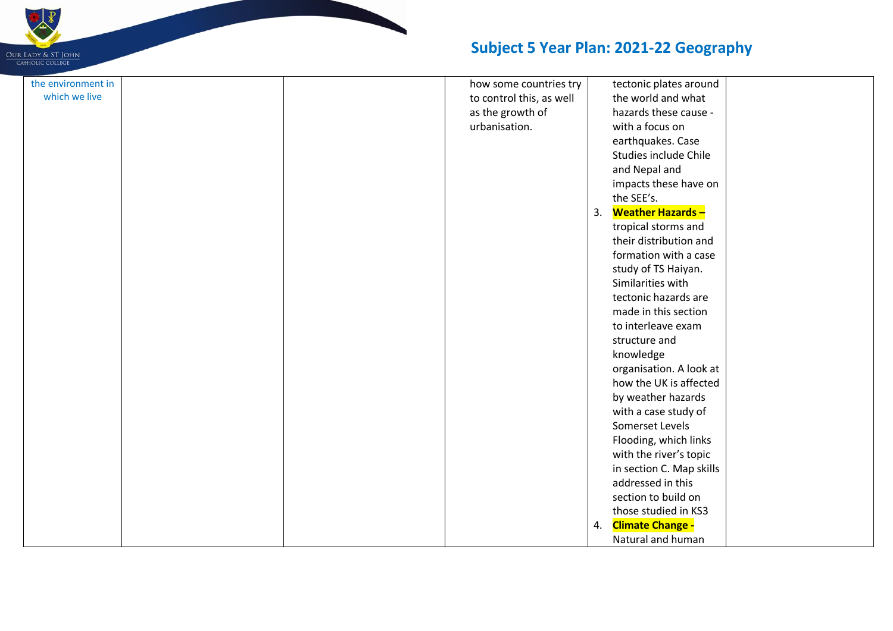| | | | | | |
|---|---|---|---|---|---|
| the environment in which we live | | | how some countries try to control this, as well as the growth of urbanisation. | tectonic plates around the world and what hazards these cause - with a focus on earthquakes. Case Studies include Chile and Nepal and impacts these have on the SEE's.<br>3. **Weather Hazards –** tropical storms and their distribution and formation with a case study of TS Haiyan. Similarities with tectonic hazards are made in this section to interleave exam structure and knowledge organisation. A look at how the UK is affected by weather hazards with a case study of Somerset Levels Flooding, which links with the river's topic in section C. Map skills addressed in this section to build on those studied in KS3<br>4. **Climate Change -** Natural and human | |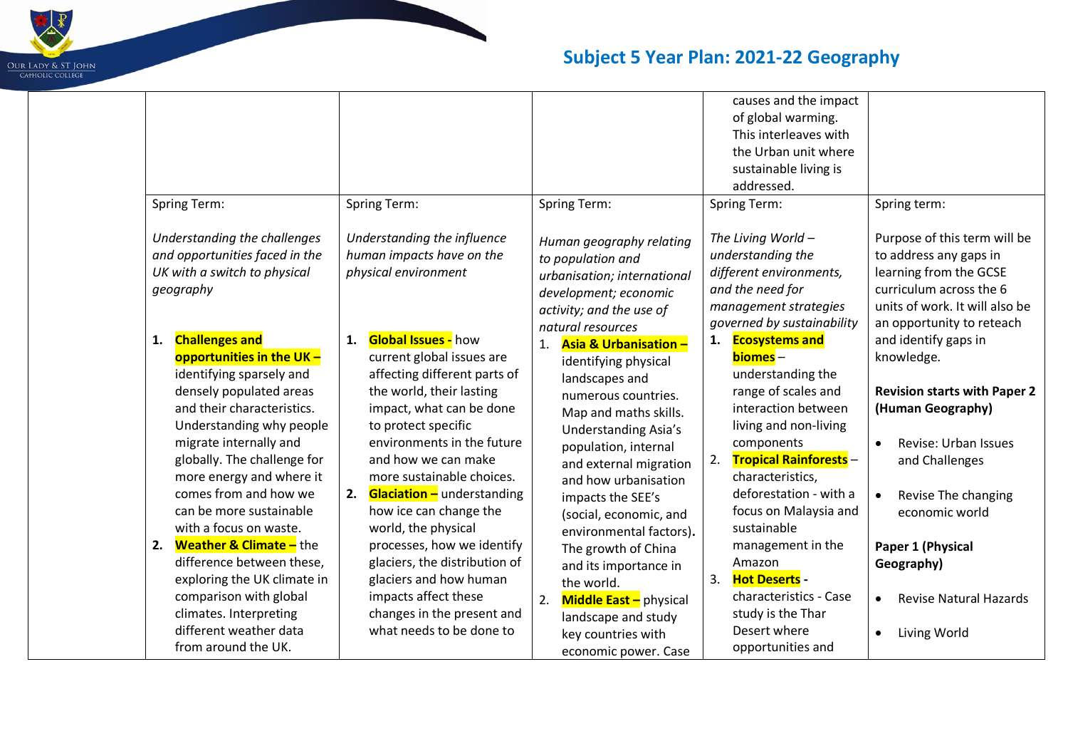| | | | | | |
|---|---|---|---|---|---|
| | | | | causes and the impact of global warming. This interleaves with the Urban unit where sustainable living is addressed. | |
| | Spring Term:<br><br>*Understanding the challenges and opportunities faced in the UK with a switch to physical geography*<br><br>1. **Challenges and opportunities in the UK –** identifying sparsely and densely populated areas and their characteristics. Understanding why people migrate internally and globally. The challenge for more energy and where it comes from and how we can be more sustainable with a focus on waste.<br>2. **Weather & Climate –** the difference between these, exploring the UK climate in comparison with global climates. Interpreting different weather data from around the UK. | Spring Term:<br><br>*Understanding the influence human impacts have on the physical environment*<br><br>1. **Global Issues -** how current global issues are affecting different parts of the world, their lasting impact, what can be done to protect specific environments in the future and how we can make more sustainable choices.<br>2. **Glaciation –** understanding how ice can change the world, the physical processes, how we identify glaciers, the distribution of glaciers and how human impacts affect these changes in the present and what needs to be done to | Spring Term:<br><br>*Human geography relating to population and urbanisation; international development; economic activity; and the use of natural resources*<br><br>1. **Asia & Urbanisation –** identifying physical landscapes and numerous countries. Map and maths skills. Understanding Asia's population, internal and external migration and how urbanisation impacts the SEE's (social, economic, and environmental factors). The growth of China and its importance in the world.<br>2. **Middle East –** physical landscape and study key countries with economic power. Case | Spring Term:<br><br>*The Living World – understanding the different environments, and the need for management strategies governed by sustainability*<br><br>1. **Ecosystems and biomes** – understanding the range of scales and interaction between living and non-living components<br>2. **Tropical Rainforests** – characteristics, deforestation - with a focus on Malaysia and sustainable management in the Amazon<br>3. **Hot Deserts** - characteristics - Case study is the Thar Desert where opportunities and | Spring term:<br><br>Purpose of this term will be to address any gaps in learning from the GCSE curriculum across the 6 units of work. It will also be an opportunity to reteach and identify gaps in knowledge.<br><br>**Revision starts with Paper 2 (Human Geography)**<br><br>• Revise: Urban Issues and Challenges<br><br>• Revise The changing economic world<br><br>**Paper 1 (Physical Geography)**<br><br>• Revise Natural Hazards<br><br>• Living World |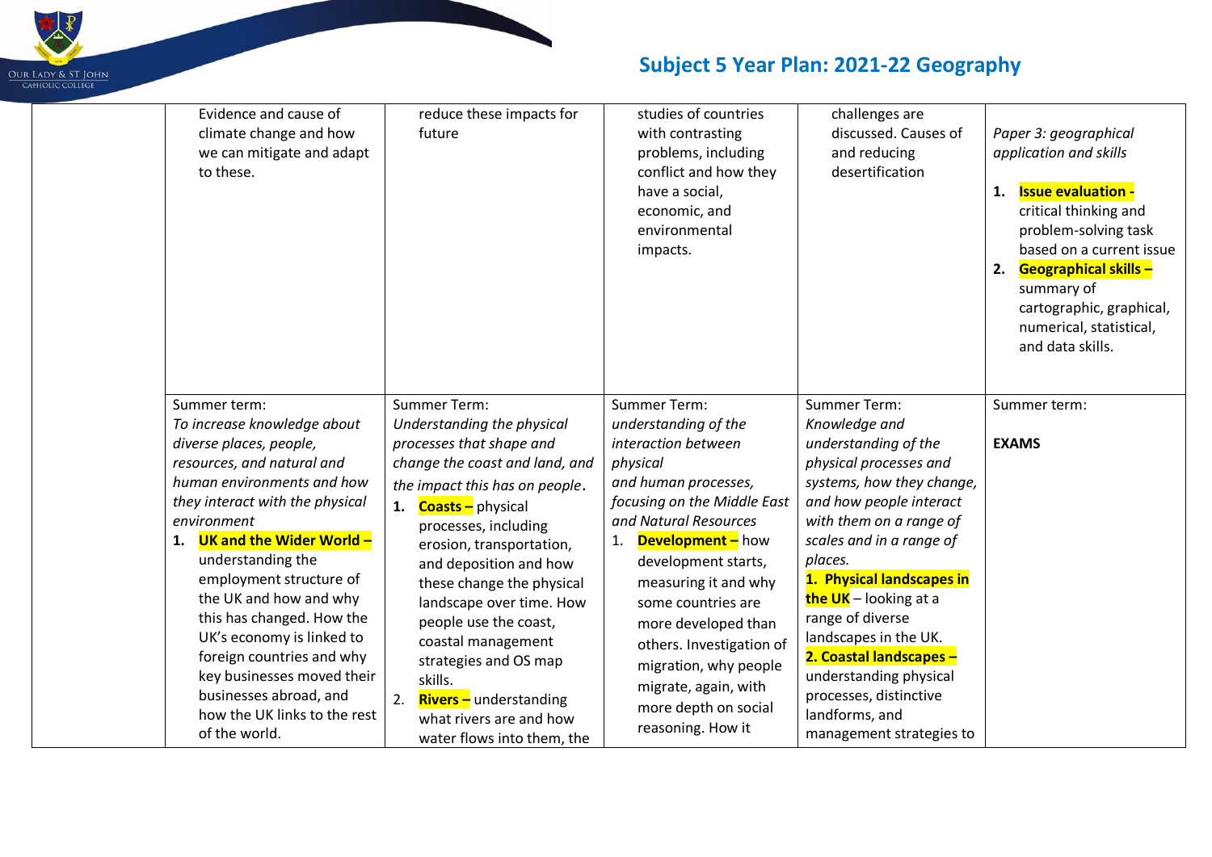# Subject 5 Year Plan: 2021-22 Geography

| | | | | | |
|---|---|---|---|---|---|
| | Evidence and cause of climate change and how we can mitigate and adapt to these. | reduce these impacts for future | studies of countries with contrasting problems, including conflict and how they have a social, economic, and environmental impacts. | challenges are discussed. Causes of and reducing desertification | *Paper 3: geographical application and skills*<br>1. **Issue evaluation -** critical thinking and problem-solving task based on a current issue<br>2. **Geographical skills –** summary of cartographic, graphical, numerical, statistical, and data skills. |
| | Summer term:<br>*To increase knowledge about diverse places, people, resources, and natural and human environments and how they interact with the physical environment*<br>1. **UK and the Wider World –** understanding the employment structure of the UK and how and why this has changed. How the UK's economy is linked to foreign countries and why key businesses moved their businesses abroad, and how the UK links to the rest of the world. | Summer Term:<br>*Understanding the physical processes that shape and change the coast and land, and the impact this has on people*.<br>1. **Coasts –** physical processes, including erosion, transportation, and deposition and how these change the physical landscape over time. How people use the coast, coastal management strategies and OS map skills.<br>2. **Rivers –** understanding what rivers are and how water flows into them, the | Summer Term:<br>*understanding of the interaction between physical and human processes, focusing on the Middle East and Natural Resources*<br>1. **Development –** how development starts, measuring it and why some countries are more developed than others. Investigation of migration, why people migrate, again, with more depth on social reasoning. How it | Summer Term:<br>*Knowledge and understanding of the physical processes and systems, how they change, and how people interact with them on a range of scales and in a range of places.*<br>**1. Physical landscapes in the UK** – looking at a range of diverse landscapes in the UK.<br>**2. Coastal landscapes –** understanding physical processes, distinctive landforms, and management strategies to | Summer term:<br><br>**EXAMS** |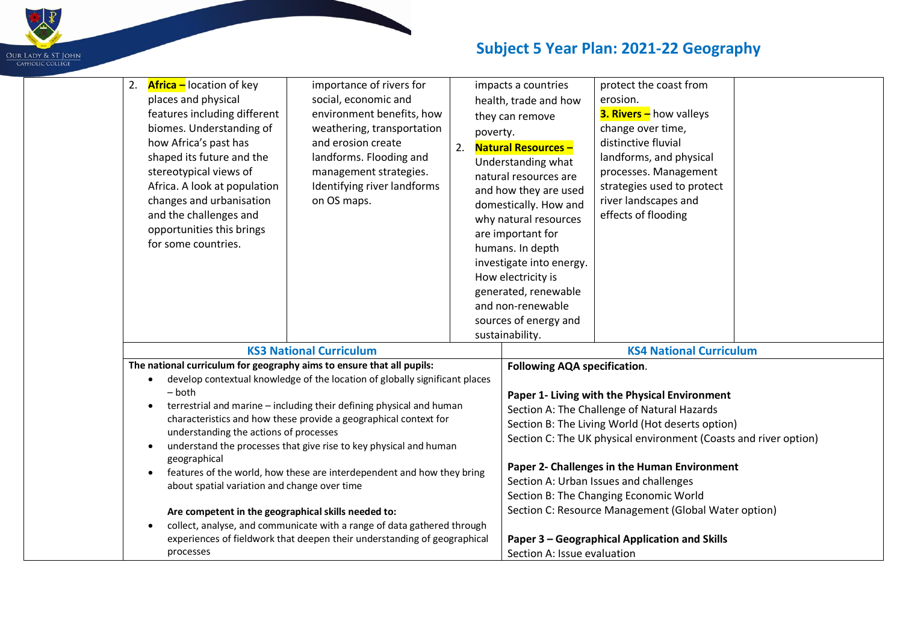## Subject 5 Year Plan: 2021-22 Geography

| | | | | | |
|---|---|---|---|---|---|
| | 2. **Africa –** location of key places and physical features including different biomes. Understanding of how Africa's past has shaped its future and the stereotypical views of Africa. A look at population changes and urbanisation and the challenges and opportunities this brings for some countries. | importance of rivers for social, economic and environment benefits, how weathering, transportation and erosion create landforms. Flooding and management strategies. Identifying river landforms on OS maps. | impacts a countries health, trade and how they can remove poverty.<br>2. **Natural Resources –** Understanding what natural resources are and how they are used domestically. How and why natural resources are important for humans. In depth investigate into energy. How electricity is generated, renewable and non-renewable sources of energy and sustainability. | protect the coast from erosion.<br>**3. Rivers –** how valleys change over time, distinctive fluvial landforms, and physical processes. Management strategies used to protect river landscapes and effects of flooding | |

### KS3 National Curriculum

**The national curriculum for geography aims to ensure that all pupils:**

- develop contextual knowledge of the location of globally significant places – both
- terrestrial and marine – including their defining physical and human characteristics and how these provide a geographical context for understanding the actions of processes
- understand the processes that give rise to key physical and human geographical
- features of the world, how these are interdependent and how they bring about spatial variation and change over time

**Are competent in the geographical skills needed to:**

- collect, analyse, and communicate with a range of data gathered through experiences of fieldwork that deepen their understanding of geographical processes

### KS4 National Curriculum

**Following AQA specification.**

**Paper 1- Living with the Physical Environment**
Section A: The Challenge of Natural Hazards
Section B: The Living World (Hot deserts option)
Section C: The UK physical environment (Coasts and river option)

**Paper 2- Challenges in the Human Environment**
Section A: Urban Issues and challenges
Section B: The Changing Economic World
Section C: Resource Management (Global Water option)

**Paper 3 – Geographical Application and Skills**
Section A: Issue evaluation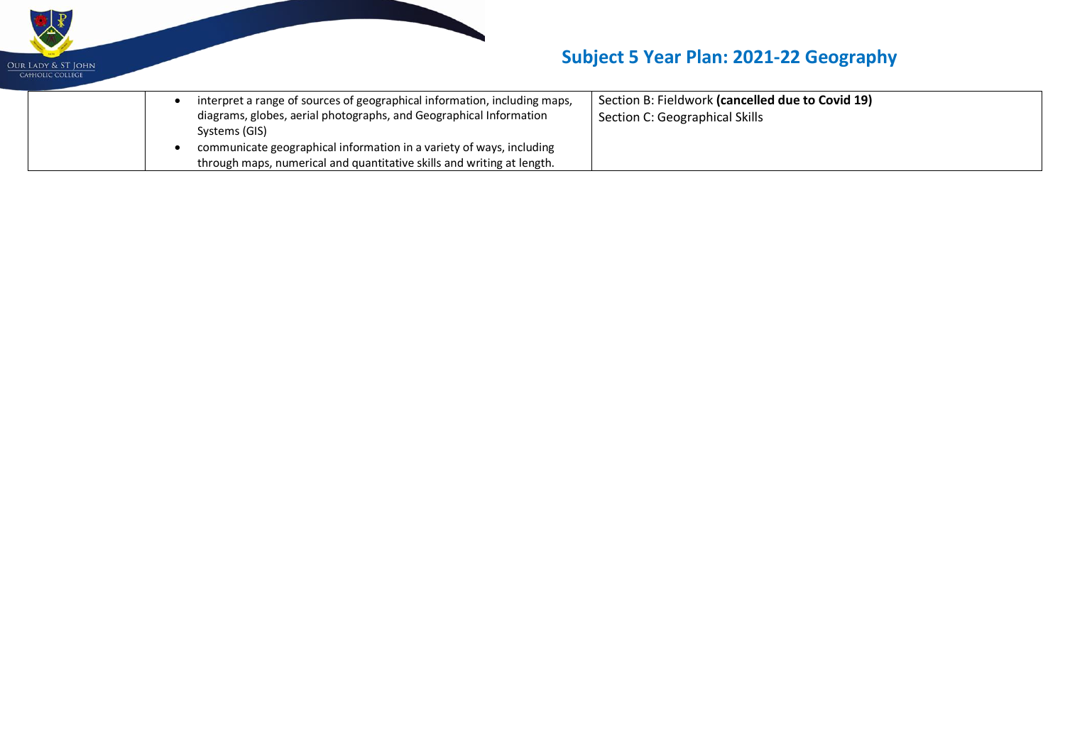| | | |
|---|---|---|
| | • interpret a range of sources of geographical information, including maps, diagrams, globes, aerial photographs, and Geographical Information Systems (GIS)<br>• communicate geographical information in a variety of ways, including through maps, numerical and quantitative skills and writing at length. | Section B: Fieldwork **(cancelled due to Covid 19)**<br>Section C: Geographical Skills |